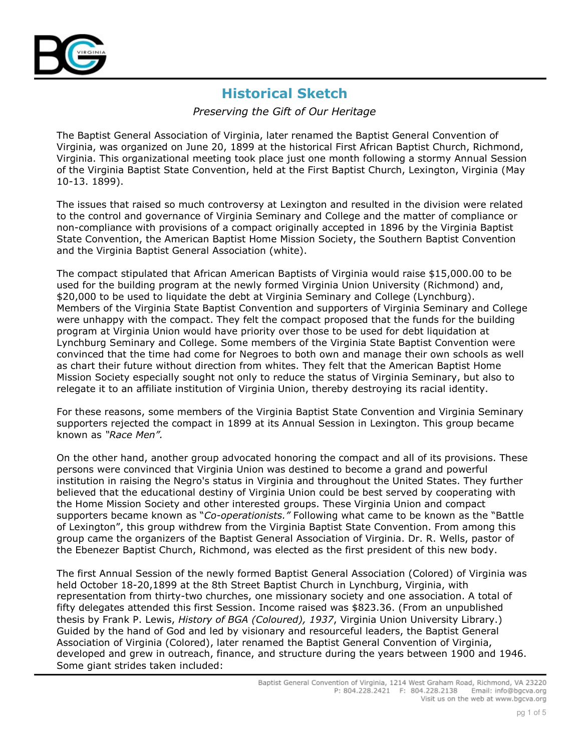# Historical Sketch

*Preserving the Gift of Our Heritage*

The Baptist General Association of Virginia, later renamed the Baptist General Convention of Virginia, was organized on June 20, 1899 at the historical First African Baptist Church, Richmond, Virginia. This organizational meeting took place just one month following a stormy Annual Session of the Virginia Baptist State Convention, held at the First Baptist Church, Lexington, Virginia (May 10-13. 1899).

The issues that raised so much controversy at Lexington and resulted in the division were related to the control and governance of Virginia Seminary and College and the matter of compliance or non-compliance with provisions of a compact originally accepted in 1896 by the Virginia Baptist State Convention, the American Baptist Home Mission Society, the Southern Baptist Convention and the Virginia Baptist General Association (white).

The compact stipulated that African American Baptists of Virginia would raise $15,000.00 to be used for the building program at the newly formed Virginia Union University (Richmond) and, $20,000 to be used to liquidate the debt at Virginia Seminary and College (Lynchburg). Members of the Virginia State Baptist Convention and supporters of Virginia Seminary and College were unhappy with the compact. They felt the compact proposed that the funds for the building program at Virginia Union would have priority over those to be used for debt liquidation at Lynchburg Seminary and College. Some members of the Virginia State Baptist Convention were convinced that the time had come for Negroes to both own and manage their own schools as well as chart their future without direction from whites. They felt that the American Baptist Home Mission Society especially sought not only to reduce the status of Virginia Seminary, but also to relegate it to an affiliate institution of Virginia Union, thereby destroying its racial identity.

For these reasons, some members of the Virginia Baptist State Convention and Virginia Seminary supporters rejected the compact in 1899 at its Annual Session in Lexington. This group became known as *"Race Men".*

On the other hand, another group advocated honoring the compact and all of its provisions. These persons were convinced that Virginia Union was destined to become a grand and powerful institution in raising the Negro's status in Virginia and throughout the United States. They further believed that the educational destiny of Virginia Union could be best served by cooperating with the Home Mission Society and other interested groups. These Virginia Union and compact supporters became known as "*Co-operationists."* Following what came to be known as the "Battle of Lexington", this group withdrew from the Virginia Baptist State Convention. From among this group came the organizers of the Baptist General Association of Virginia. Dr. R. Wells, pastor of the Ebenezer Baptist Church, Richmond, was elected as the first president of this new body.

The first Annual Session of the newly formed Baptist General Association (Colored) of Virginia was held October 18-20,1899 at the 8th Street Baptist Church in Lynchburg, Virginia, with representation from thirty-two churches, one missionary society and one association. A total of fifty delegates attended this first Session. Income raised was $823.36. (From an unpublished thesis by Frank P. Lewis, *History of BGA (Coloured), 1937*, Virginia Union University Library.) Guided by the hand of God and led by visionary and resourceful leaders, the Baptist General Association of Virginia (Colored), later renamed the Baptist General Convention of Virginia, developed and grew in outreach, finance, and structure during the years between 1900 and 1946. Some giant strides taken included: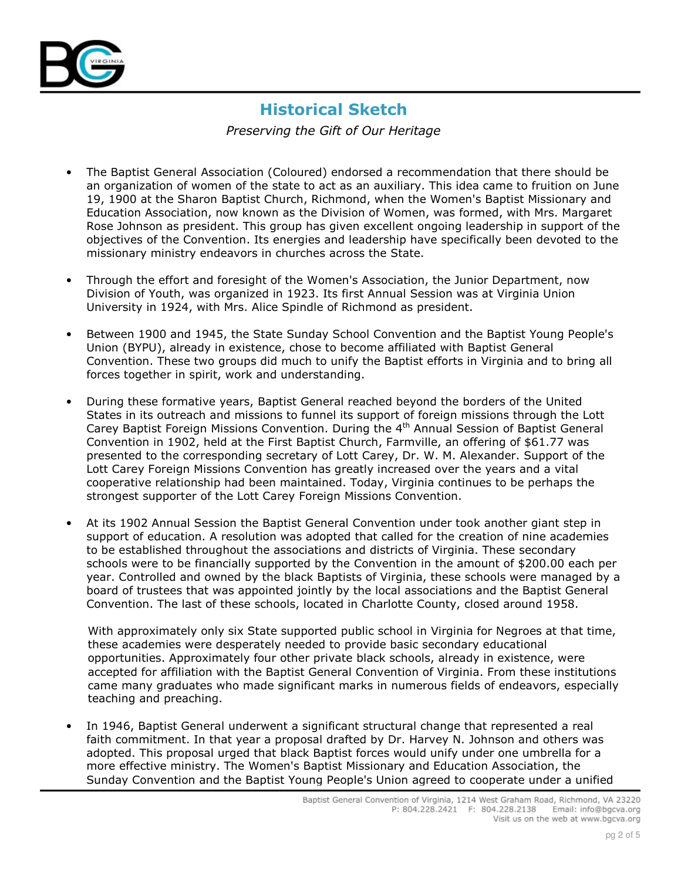## Historical Sketch

*Preserving the Gift of Our Heritage*

- The Baptist General Association (Coloured) endorsed a recommendation that there should be an organization of women of the state to act as an auxiliary. This idea came to fruition on June 19, 1900 at the Sharon Baptist Church, Richmond, when the Women's Baptist Missionary and Education Association, now known as the Division of Women, was formed, with Mrs. Margaret Rose Johnson as president. This group has given excellent ongoing leadership in support of the objectives of the Convention. Its energies and leadership have specifically been devoted to the missionary ministry endeavors in churches across the State.

- Through the effort and foresight of the Women's Association, the Junior Department, now Division of Youth, was organized in 1923. Its first Annual Session was at Virginia Union University in 1924, with Mrs. Alice Spindle of Richmond as president.

- Between 1900 and 1945, the State Sunday School Convention and the Baptist Young People's Union (BYPU), already in existence, chose to become affiliated with Baptist General Convention. These two groups did much to unify the Baptist efforts in Virginia and to bring all forces together in spirit, work and understanding.

- During these formative years, Baptist General reached beyond the borders of the United States in its outreach and missions to funnel its support of foreign missions through the Lott Carey Baptist Foreign Missions Convention. During the 4th Annual Session of Baptist General Convention in 1902, held at the First Baptist Church, Farmville, an offering of $61.77 was presented to the corresponding secretary of Lott Carey, Dr. W. M. Alexander. Support of the Lott Carey Foreign Missions Convention has greatly increased over the years and a vital cooperative relationship had been maintained. Today, Virginia continues to be perhaps the strongest supporter of the Lott Carey Foreign Missions Convention.

- At its 1902 Annual Session the Baptist General Convention under took another giant step in support of education. A resolution was adopted that called for the creation of nine academies to be established throughout the associations and districts of Virginia. These secondary schools were to be financially supported by the Convention in the amount of $200.00 each per year. Controlled and owned by the black Baptists of Virginia, these schools were managed by a board of trustees that was appointed jointly by the local associations and the Baptist General Convention. The last of these schools, located in Charlotte County, closed around 1958.

  With approximately only six State supported public school in Virginia for Negroes at that time, these academies were desperately needed to provide basic secondary educational opportunities. Approximately four other private black schools, already in existence, were accepted for affiliation with the Baptist General Convention of Virginia. From these institutions came many graduates who made significant marks in numerous fields of endeavors, especially teaching and preaching.

- In 1946, Baptist General underwent a significant structural change that represented a real faith commitment. In that year a proposal drafted by Dr. Harvey N. Johnson and others was adopted. This proposal urged that black Baptist forces would unify under one umbrella for a more effective ministry. The Women's Baptist Missionary and Education Association, the Sunday Convention and the Baptist Young People's Union agreed to cooperate under a unified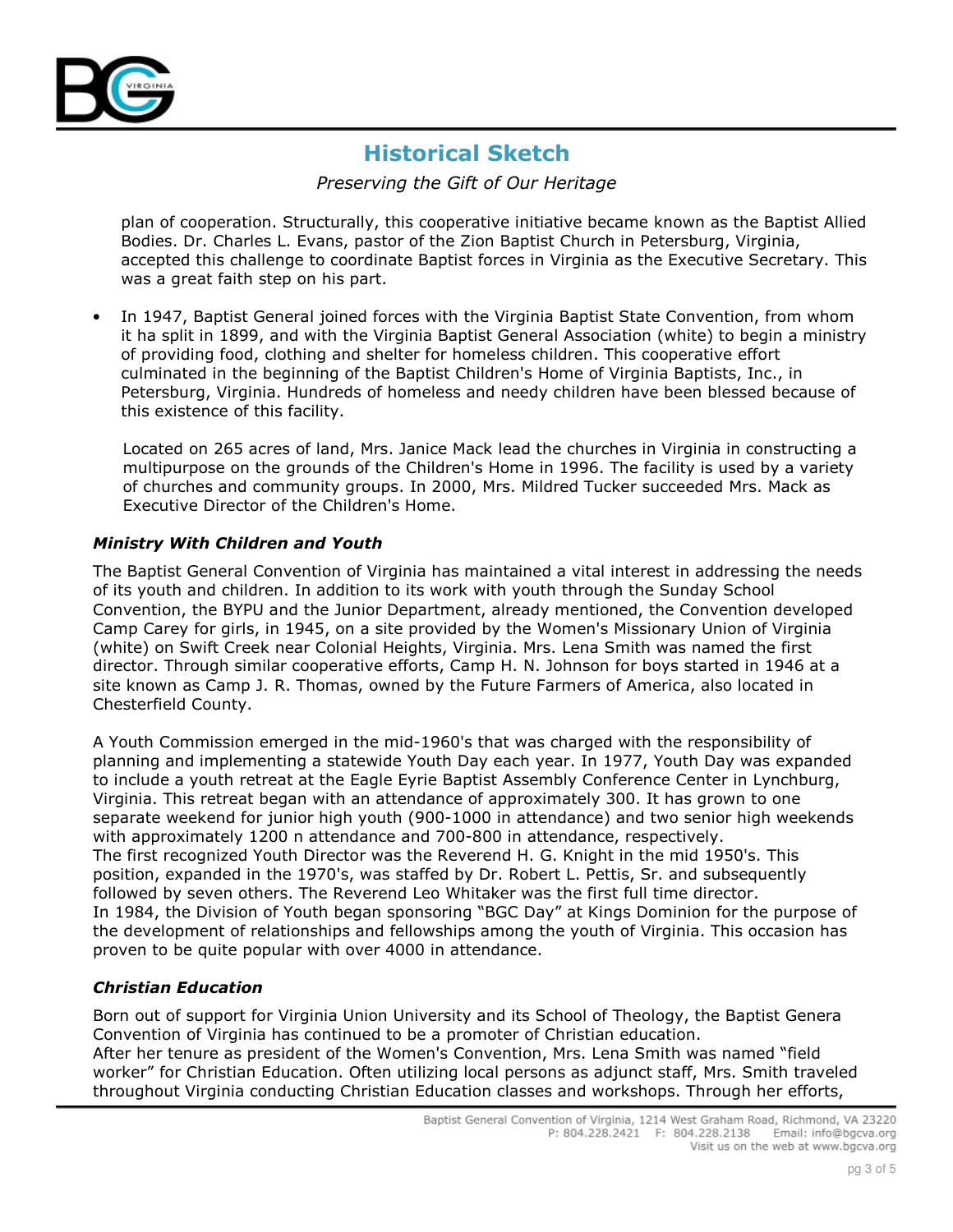plan of cooperation. Structurally, this cooperative initiative became known as the Baptist Allied Bodies. Dr. Charles L. Evans, pastor of the Zion Baptist Church in Petersburg, Virginia, accepted this challenge to coordinate Baptist forces in Virginia as the Executive Secretary. This was a great faith step on his part.

- In 1947, Baptist General joined forces with the Virginia Baptist State Convention, from whom it ha split in 1899, and with the Virginia Baptist General Association (white) to begin a ministry of providing food, clothing and shelter for homeless children. This cooperative effort culminated in the beginning of the Baptist Children's Home of Virginia Baptists, Inc., in Petersburg, Virginia. Hundreds of homeless and needy children have been blessed because of this existence of this facility.

  Located on 265 acres of land, Mrs. Janice Mack lead the churches in Virginia in constructing a multipurpose on the grounds of the Children's Home in 1996. The facility is used by a variety of churches and community groups. In 2000, Mrs. Mildred Tucker succeeded Mrs. Mack as Executive Director of the Children's Home.

### *Ministry With Children and Youth*

The Baptist General Convention of Virginia has maintained a vital interest in addressing the needs of its youth and children. In addition to its work with youth through the Sunday School Convention, the BYPU and the Junior Department, already mentioned, the Convention developed Camp Carey for girls, in 1945, on a site provided by the Women's Missionary Union of Virginia (white) on Swift Creek near Colonial Heights, Virginia. Mrs. Lena Smith was named the first director. Through similar cooperative efforts, Camp H. N. Johnson for boys started in 1946 at a site known as Camp J. R. Thomas, owned by the Future Farmers of America, also located in Chesterfield County.

A Youth Commission emerged in the mid-1960's that was charged with the responsibility of planning and implementing a statewide Youth Day each year. In 1977, Youth Day was expanded to include a youth retreat at the Eagle Eyrie Baptist Assembly Conference Center in Lynchburg, Virginia. This retreat began with an attendance of approximately 300. It has grown to one separate weekend for junior high youth (900-1000 in attendance) and two senior high weekends with approximately 1200 n attendance and 700-800 in attendance, respectively.
The first recognized Youth Director was the Reverend H. G. Knight in the mid 1950's. This position, expanded in the 1970's, was staffed by Dr. Robert L. Pettis, Sr. and subsequently followed by seven others. The Reverend Leo Whitaker was the first full time director.
In 1984, the Division of Youth began sponsoring "BGC Day" at Kings Dominion for the purpose of the development of relationships and fellowships among the youth of Virginia. This occasion has proven to be quite popular with over 4000 in attendance.

### *Christian Education*

Born out of support for Virginia Union University and its School of Theology, the Baptist Genera Convention of Virginia has continued to be a promoter of Christian education.
After her tenure as president of the Women's Convention, Mrs. Lena Smith was named "field worker" for Christian Education. Often utilizing local persons as adjunct staff, Mrs. Smith traveled throughout Virginia conducting Christian Education classes and workshops. Through her efforts,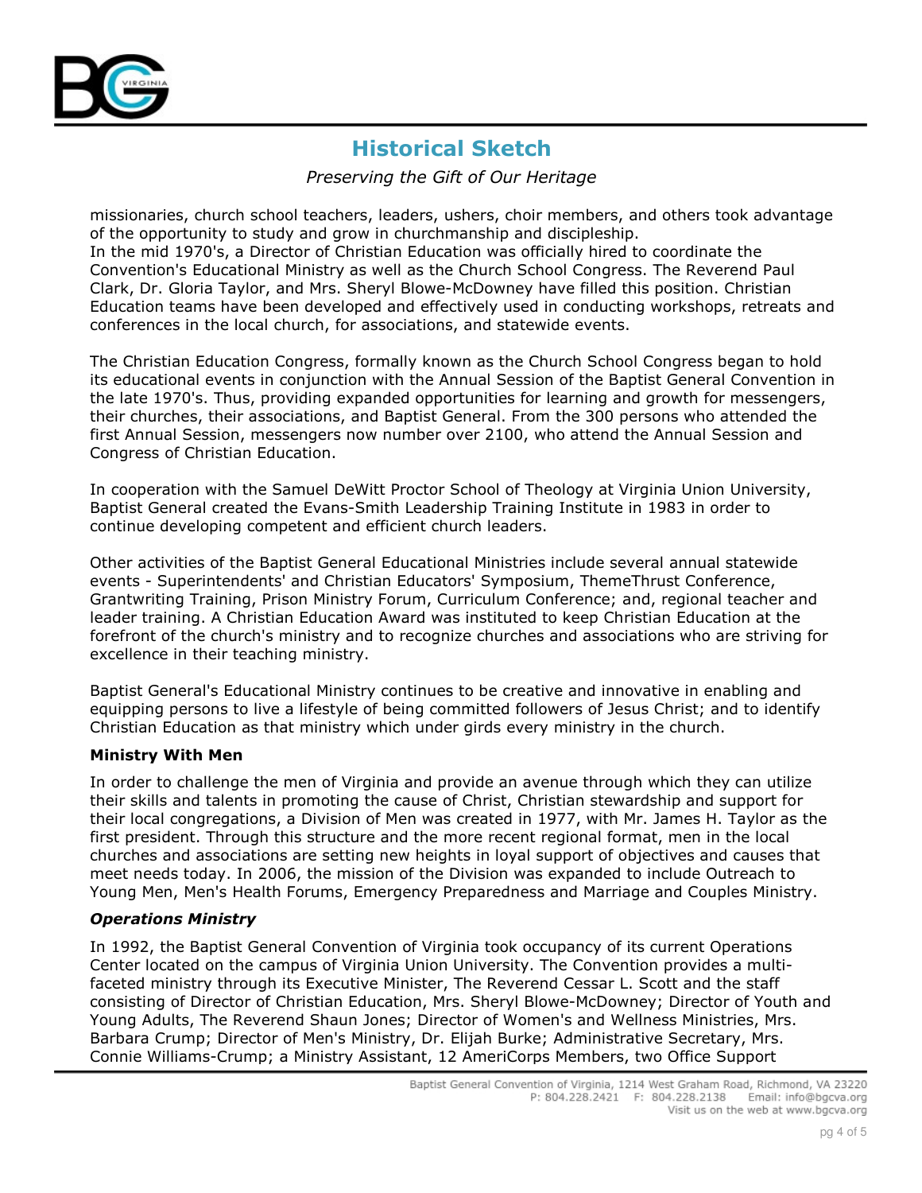missionaries, church school teachers, leaders, ushers, choir members, and others took advantage of the opportunity to study and grow in churchmanship and discipleship.
In the mid 1970's, a Director of Christian Education was officially hired to coordinate the Convention's Educational Ministry as well as the Church School Congress. The Reverend Paul Clark, Dr. Gloria Taylor, and Mrs. Sheryl Blowe-McDowney have filled this position. Christian Education teams have been developed and effectively used in conducting workshops, retreats and conferences in the local church, for associations, and statewide events.

The Christian Education Congress, formally known as the Church School Congress began to hold its educational events in conjunction with the Annual Session of the Baptist General Convention in the late 1970's. Thus, providing expanded opportunities for learning and growth for messengers, their churches, their associations, and Baptist General. From the 300 persons who attended the first Annual Session, messengers now number over 2100, who attend the Annual Session and Congress of Christian Education.

In cooperation with the Samuel DeWitt Proctor School of Theology at Virginia Union University, Baptist General created the Evans-Smith Leadership Training Institute in 1983 in order to continue developing competent and efficient church leaders.

Other activities of the Baptist General Educational Ministries include several annual statewide events - Superintendents' and Christian Educators' Symposium, ThemeThrust Conference, Grantwriting Training, Prison Ministry Forum, Curriculum Conference; and, regional teacher and leader training. A Christian Education Award was instituted to keep Christian Education at the forefront of the church's ministry and to recognize churches and associations who are striving for excellence in their teaching ministry.

Baptist General's Educational Ministry continues to be creative and innovative in enabling and equipping persons to live a lifestyle of being committed followers of Jesus Christ; and to identify Christian Education as that ministry which under girds every ministry in the church.

**Ministry With Men**

In order to challenge the men of Virginia and provide an avenue through which they can utilize their skills and talents in promoting the cause of Christ, Christian stewardship and support for their local congregations, a Division of Men was created in 1977, with Mr. James H. Taylor as the first president. Through this structure and the more recent regional format, men in the local churches and associations are setting new heights in loyal support of objectives and causes that meet needs today. In 2006, the mission of the Division was expanded to include Outreach to Young Men, Men's Health Forums, Emergency Preparedness and Marriage and Couples Ministry.

***Operations Ministry***

In 1992, the Baptist General Convention of Virginia took occupancy of its current Operations Center located on the campus of Virginia Union University. The Convention provides a multi-faceted ministry through its Executive Minister, The Reverend Cessar L. Scott and the staff consisting of Director of Christian Education, Mrs. Sheryl Blowe-McDowney; Director of Youth and Young Adults, The Reverend Shaun Jones; Director of Women's and Wellness Ministries, Mrs. Barbara Crump; Director of Men's Ministry, Dr. Elijah Burke; Administrative Secretary, Mrs. Connie Williams-Crump; a Ministry Assistant, 12 AmeriCorps Members, two Office Support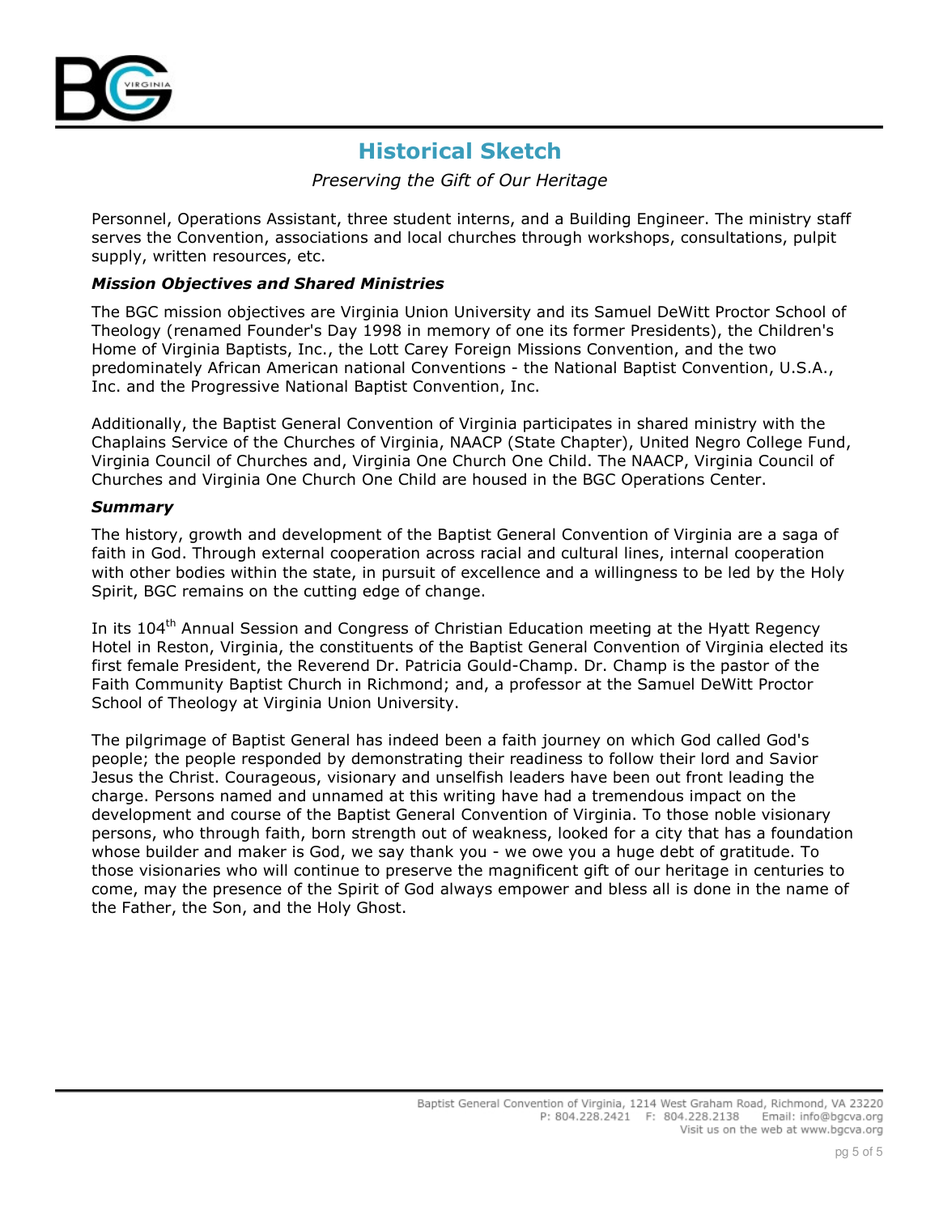## Historical Sketch

*Preserving the Gift of Our Heritage*

Personnel, Operations Assistant, three student interns, and a Building Engineer. The ministry staff serves the Convention, associations and local churches through workshops, consultations, pulpit supply, written resources, etc.

***Mission Objectives and Shared Ministries***

The BGC mission objectives are Virginia Union University and its Samuel DeWitt Proctor School of Theology (renamed Founder's Day 1998 in memory of one its former Presidents), the Children's Home of Virginia Baptists, Inc., the Lott Carey Foreign Missions Convention, and the two predominately African American national Conventions - the National Baptist Convention, U.S.A., Inc. and the Progressive National Baptist Convention, Inc.

Additionally, the Baptist General Convention of Virginia participates in shared ministry with the Chaplains Service of the Churches of Virginia, NAACP (State Chapter), United Negro College Fund, Virginia Council of Churches and, Virginia One Church One Child. The NAACP, Virginia Council of Churches and Virginia One Church One Child are housed in the BGC Operations Center.

***Summary***

The history, growth and development of the Baptist General Convention of Virginia are a saga of faith in God. Through external cooperation across racial and cultural lines, internal cooperation with other bodies within the state, in pursuit of excellence and a willingness to be led by the Holy Spirit, BGC remains on the cutting edge of change.

In its 104th Annual Session and Congress of Christian Education meeting at the Hyatt Regency Hotel in Reston, Virginia, the constituents of the Baptist General Convention of Virginia elected its first female President, the Reverend Dr. Patricia Gould-Champ. Dr. Champ is the pastor of the Faith Community Baptist Church in Richmond; and, a professor at the Samuel DeWitt Proctor School of Theology at Virginia Union University.

The pilgrimage of Baptist General has indeed been a faith journey on which God called God's people; the people responded by demonstrating their readiness to follow their lord and Savior Jesus the Christ. Courageous, visionary and unselfish leaders have been out front leading the charge. Persons named and unnamed at this writing have had a tremendous impact on the development and course of the Baptist General Convention of Virginia. To those noble visionary persons, who through faith, born strength out of weakness, looked for a city that has a foundation whose builder and maker is God, we say thank you - we owe you a huge debt of gratitude. To those visionaries who will continue to preserve the magnificent gift of our heritage in centuries to come, may the presence of the Spirit of God always empower and bless all is done in the name of the Father, the Son, and the Holy Ghost.

Baptist General Convention of Virginia, 1214 West Graham Road, Richmond, VA 23220
P: 804.228.2421 F: 804.228.2138 Email: info@bgcva.org
Visit us on the web at www.bgcva.org